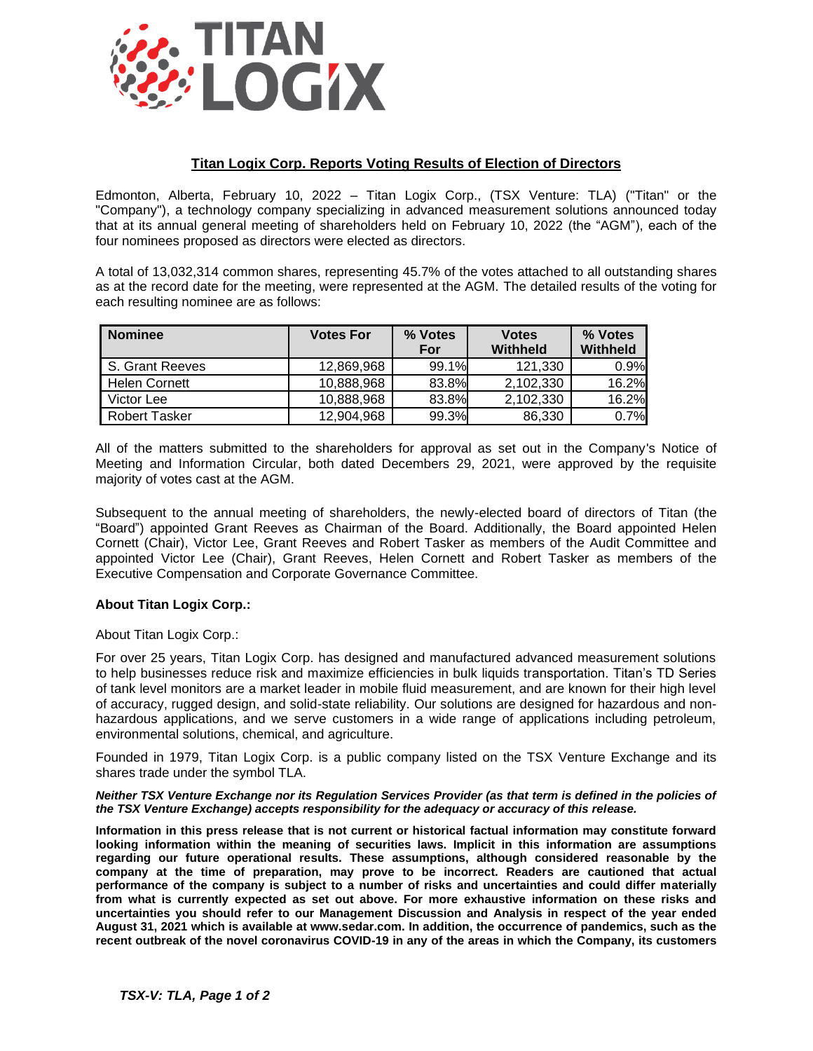# Titan Logix Corp. Reports Voting Results of Election of Directors

Edmonton, Alberta, February 10, 2022 – Titan Logix Corp., (TSX Venture: TLA) ("Titan" or the "Company"), a technology company specializing in advanced measurement solutions announced today that at its annual general meeting of shareholders held on February 10, 2022 (the "AGM"), each of the four nominees proposed as directors were elected as directors.

A total of 13,032,314 common shares, representing 45.7% of the votes attached to all outstanding shares as at the record date for the meeting, were represented at the AGM. The detailed results of the voting for each resulting nominee are as follows:

| Nominee | Votes For | % Votes For | Votes Withheld | % Votes Withheld |
|---|---|---|---|---|
| S. Grant Reeves | 12,869,968 | 99.1% | 121,330 | 0.9% |
| Helen Cornett | 10,888,968 | 83.8% | 2,102,330 | 16.2% |
| Victor Lee | 10,888,968 | 83.8% | 2,102,330 | 16.2% |
| Robert Tasker | 12,904,968 | 99.3% | 86,330 | 0.7% |

All of the matters submitted to the shareholders for approval as set out in the Company's Notice of Meeting and Information Circular, both dated Decembers 29, 2021, were approved by the requisite majority of votes cast at the AGM.

Subsequent to the annual meeting of shareholders, the newly-elected board of directors of Titan (the "Board") appointed Grant Reeves as Chairman of the Board. Additionally, the Board appointed Helen Cornett (Chair), Victor Lee, Grant Reeves and Robert Tasker as members of the Audit Committee and appointed Victor Lee (Chair), Grant Reeves, Helen Cornett and Robert Tasker as members of the Executive Compensation and Corporate Governance Committee.

**About Titan Logix Corp.:**

About Titan Logix Corp.:

For over 25 years, Titan Logix Corp. has designed and manufactured advanced measurement solutions to help businesses reduce risk and maximize efficiencies in bulk liquids transportation. Titan's TD Series of tank level monitors are a market leader in mobile fluid measurement, and are known for their high level of accuracy, rugged design, and solid-state reliability. Our solutions are designed for hazardous and non-hazardous applications, and we serve customers in a wide range of applications including petroleum, environmental solutions, chemical, and agriculture.

Founded in 1979, Titan Logix Corp. is a public company listed on the TSX Venture Exchange and its shares trade under the symbol TLA.

***Neither TSX Venture Exchange nor its Regulation Services Provider (as that term is defined in the policies of the TSX Venture Exchange) accepts responsibility for the adequacy or accuracy of this release.***

**Information in this press release that is not current or historical factual information may constitute forward looking information within the meaning of securities laws. Implicit in this information are assumptions regarding our future operational results. These assumptions, although considered reasonable by the company at the time of preparation, may prove to be incorrect. Readers are cautioned that actual performance of the company is subject to a number of risks and uncertainties and could differ materially from what is currently expected as set out above. For more exhaustive information on these risks and uncertainties you should refer to our Management Discussion and Analysis in respect of the year ended August 31, 2021 which is available at www.sedar.com. In addition, the occurrence of pandemics, such as the recent outbreak of the novel coronavirus COVID-19 in any of the areas in which the Company, its customers**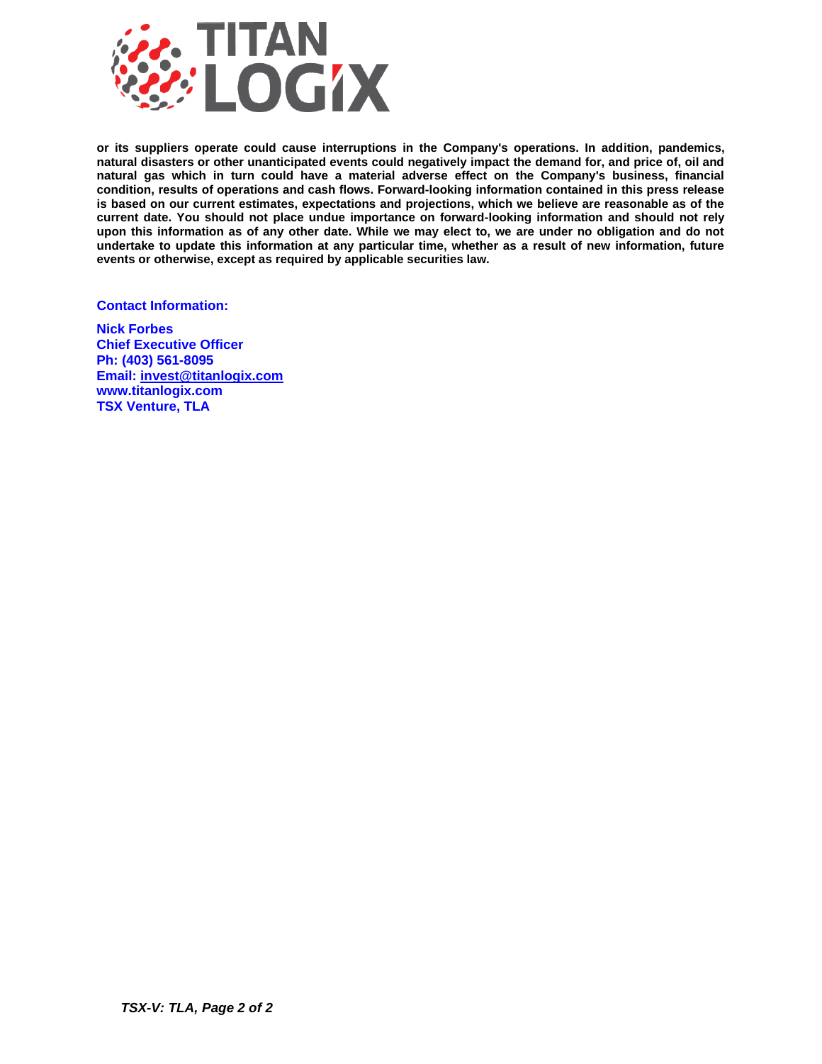**or its suppliers operate could cause interruptions in the Company's operations. In addition, pandemics, natural disasters or other unanticipated events could negatively impact the demand for, and price of, oil and natural gas which in turn could have a material adverse effect on the Company's business, financial condition, results of operations and cash flows. Forward-looking information contained in this press release is based on our current estimates, expectations and projections, which we believe are reasonable as of the current date. You should not place undue importance on forward-looking information and should not rely upon this information as of any other date. While we may elect to, we are under no obligation and do not undertake to update this information at any particular time, whether as a result of new information, future events or otherwise, except as required by applicable securities law.**

**Contact Information:**

**Nick Forbes**
**Chief Executive Officer**
**Ph: (403) 561-8095**
**Email: invest@titanlogix.com**
**www.titanlogix.com**
**TSX Venture, TLA**